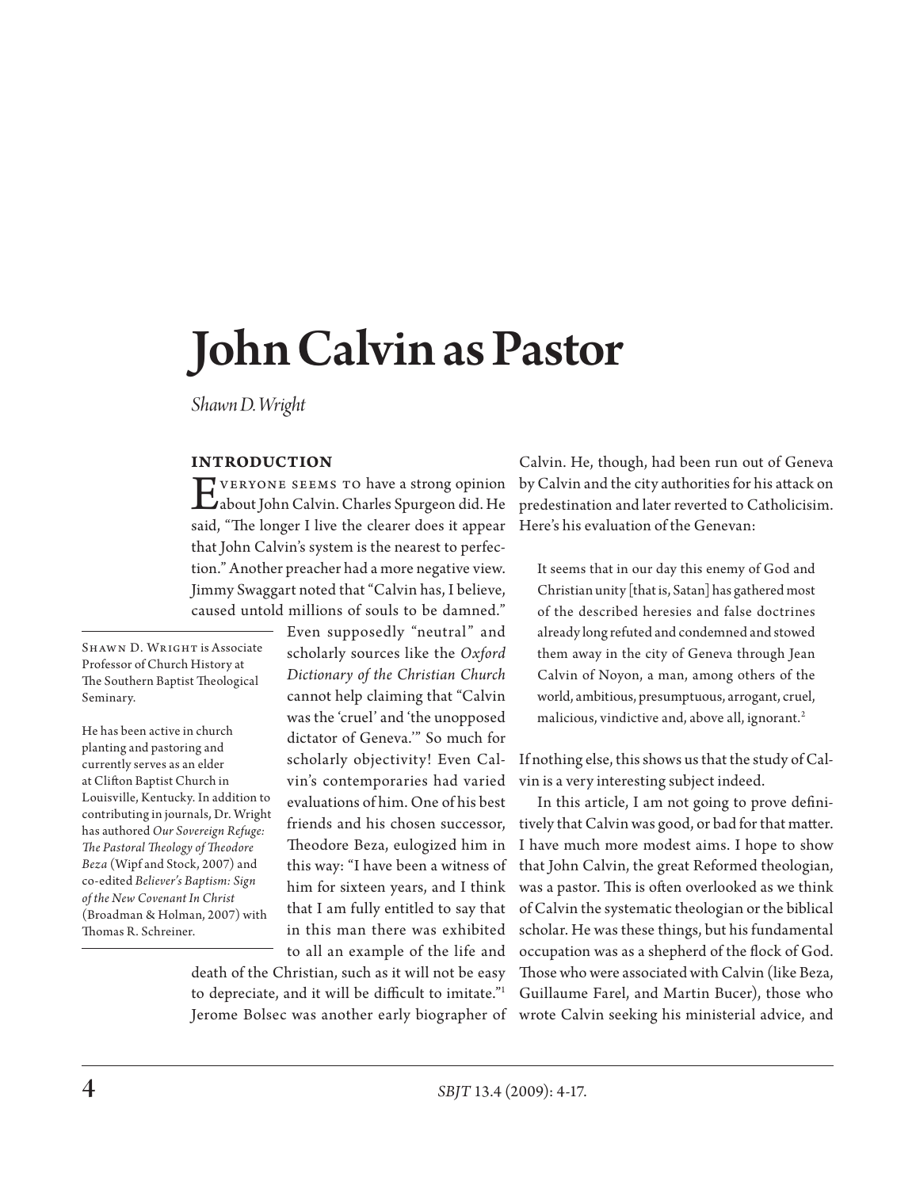# John Calvin as Pastor

*Shawn D. Wright*

SHAWN D. WRIGHT is Associate Professor of Church History at The Southern Baptist Theological Seminary.

He has been active in church planting and pastoring and currently serves as an elder at Clifton Baptist Church in Louisville, Kentucky. In addition to contributing in journals, Dr. Wright has authored *Our Sovereign Refuge: The Pastoral Theology of Theodore Beza* (Wipf and Stock, 2007) and co-edited *Believer's Baptism: Sign of the New Covenant In Christ* (Broadman & Holman, 2007) with Thomas R. Schreiner.

## INTRODUCTION

Everyone seems to have a strong opinion about John Calvin. Charles Spurgeon did. He said, "The longer I live the clearer does it appear that John Calvin's system is the nearest to perfection." Another preacher had a more negative view. Jimmy Swaggart noted that "Calvin has, I believe, caused untold millions of souls to be damned." Even supposedly "neutral" and scholarly sources like the *Oxford Dictionary of the Christian Church* cannot help claiming that "Calvin was the 'cruel' and 'the unopposed dictator of Geneva.'" So much for scholarly objectivity! Even Calvin's contemporaries had varied evaluations of him. One of his best friends and his chosen successor, Theodore Beza, eulogized him in this way: "I have been a witness of him for sixteen years, and I think that I am fully entitled to say that in this man there was exhibited to all an example of the life and death of the Christian, such as it will not be easy to depreciate, and it will be difficult to imitate."[1] Jerome Bolsec was another early biographer of Calvin. He, though, had been run out of Geneva by Calvin and the city authorities for his attack on predestination and later reverted to Catholicisim. Here's his evaluation of the Genevan:

> It seems that in our day this enemy of God and Christian unity [that is, Satan] has gathered most of the described heresies and false doctrines already long refuted and condemned and stowed them away in the city of Geneva through Jean Calvin of Noyon, a man, among others of the world, ambitious, presumptuous, arrogant, cruel, malicious, vindictive and, above all, ignorant.[2]

If nothing else, this shows us that the study of Calvin is a very interesting subject indeed.

In this article, I am not going to prove definitively that Calvin was good, or bad for that matter. I have much more modest aims. I hope to show that John Calvin, the great Reformed theologian, was a pastor. This is often overlooked as we think of Calvin the systematic theologian or the biblical scholar. He was these things, but his fundamental occupation was as a shepherd of the flock of God. Those who were associated with Calvin (like Beza, Guillaume Farel, and Martin Bucer), those who wrote Calvin seeking his ministerial advice, and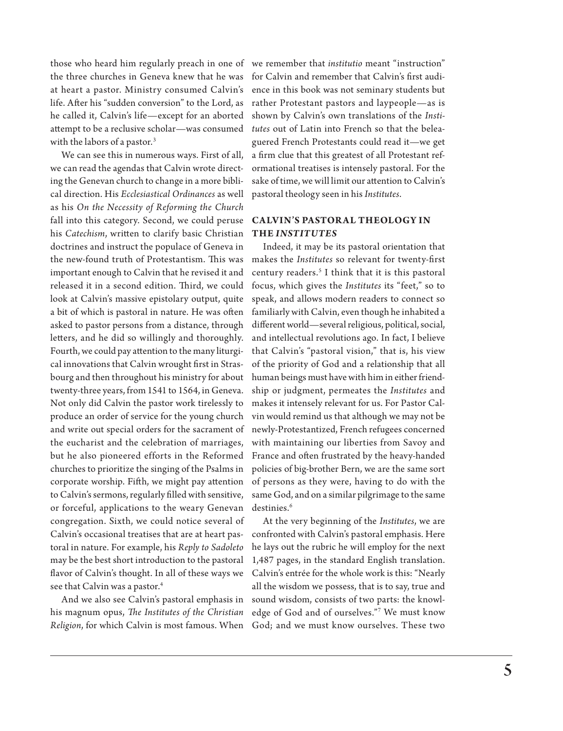those who heard him regularly preach in one of the three churches in Geneva knew that he was at heart a pastor. Ministry consumed Calvin's life. After his "sudden conversion" to the Lord, as he called it, Calvin's life—except for an aborted attempt to be a reclusive scholar—was consumed with the labors of a pastor.[3]

We can see this in numerous ways. First of all, we can read the agendas that Calvin wrote directing the Genevan church to change in a more biblical direction. His *Ecclesiastical Ordinances* as well as his *On the Necessity of Reforming the Church* fall into this category. Second, we could peruse his *Catechism*, written to clarify basic Christian doctrines and instruct the populace of Geneva in the new-found truth of Protestantism. This was important enough to Calvin that he revised it and released it in a second edition. Third, we could look at Calvin's massive epistolary output, quite a bit of which is pastoral in nature. He was often asked to pastor persons from a distance, through letters, and he did so willingly and thoroughly. Fourth, we could pay attention to the many liturgical innovations that Calvin wrought first in Strasbourg and then throughout his ministry for about twenty-three years, from 1541 to 1564, in Geneva. Not only did Calvin the pastor work tirelessly to produce an order of service for the young church and write out special orders for the sacrament of the eucharist and the celebration of marriages, but he also pioneered efforts in the Reformed churches to prioritize the singing of the Psalms in corporate worship. Fifth, we might pay attention to Calvin's sermons, regularly filled with sensitive, or forceful, applications to the weary Genevan congregation. Sixth, we could notice several of Calvin's occasional treatises that are at heart pastoral in nature. For example, his *Reply to Sadoleto* may be the best short introduction to the pastoral flavor of Calvin's thought. In all of these ways we see that Calvin was a pastor.[4]

And we also see Calvin's pastoral emphasis in his magnum opus, *The Institutes of the Christian Religion*, for which Calvin is most famous. When we remember that *institutio* meant "instruction" for Calvin and remember that Calvin's first audience in this book was not seminary students but rather Protestant pastors and laypeople—as is shown by Calvin's own translations of the *Institutes* out of Latin into French so that the beleaguered French Protestants could read it—we get a firm clue that this greatest of all Protestant reformational treatises is intensely pastoral. For the sake of time, we will limit our attention to Calvin's pastoral theology seen in his *Institutes*.

## CALVIN'S PASTORAL THEOLOGY IN THE *INSTITUTES*

Indeed, it may be its pastoral orientation that makes the *Institutes* so relevant for twenty-first century readers.[5] I think that it is this pastoral focus, which gives the *Institutes* its "feet," so to speak, and allows modern readers to connect so familiarly with Calvin, even though he inhabited a different world—several religious, political, social, and intellectual revolutions ago. In fact, I believe that Calvin's "pastoral vision," that is, his view of the priority of God and a relationship that all human beings must have with him in either friendship or judgment, permeates the *Institutes* and makes it intensely relevant for us. For Pastor Calvin would remind us that although we may not be newly-Protestantized, French refugees concerned with maintaining our liberties from Savoy and France and often frustrated by the heavy-handed policies of big-brother Bern, we are the same sort of persons as they were, having to do with the same God, and on a similar pilgrimage to the same destinies.[6]

At the very beginning of the *Institutes*, we are confronted with Calvin's pastoral emphasis. Here he lays out the rubric he will employ for the next 1,487 pages, in the standard English translation. Calvin's entrée for the whole work is this: "Nearly all the wisdom we possess, that is to say, true and sound wisdom, consists of two parts: the knowledge of God and of ourselves."[7] We must know God; and we must know ourselves. These two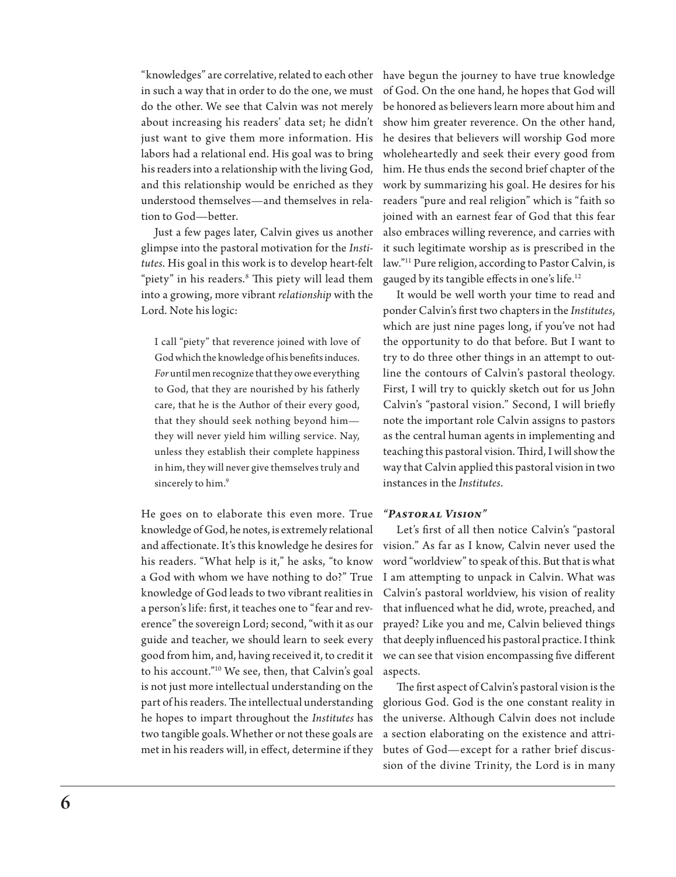"knowledges" are correlative, related to each other in such a way that in order to do the one, we must do the other. We see that Calvin was not merely about increasing his readers' data set; he didn't just want to give them more information. His labors had a relational end. His goal was to bring his readers into a relationship with the living God, and this relationship would be enriched as they understood themselves—and themselves in relation to God—better.

Just a few pages later, Calvin gives us another glimpse into the pastoral motivation for the *Institutes*. His goal in this work is to develop heart-felt "piety" in his readers.[8] This piety will lead them into a growing, more vibrant *relationship* with the Lord. Note his logic:

> I call "piety" that reverence joined with love of God which the knowledge of his benefits induces. *For* until men recognize that they owe everything to God, that they are nourished by his fatherly care, that he is the Author of their every good, that they should seek nothing beyond him—they will never yield him willing service. Nay, unless they establish their complete happiness in him, they will never give themselves truly and sincerely to him.[9]

He goes on to elaborate this even more. True knowledge of God, he notes, is extremely relational and affectionate. It's this knowledge he desires for his readers. "What help is it," he asks, "to know a God with whom we have nothing to do?" True knowledge of God leads to two vibrant realities in a person's life: first, it teaches one to "fear and reverence" the sovereign Lord; second, "with it as our guide and teacher, we should learn to seek every good from him, and, having received it, to credit it to his account."[10] We see, then, that Calvin's goal is not just more intellectual understanding on the part of his readers. The intellectual understanding he hopes to impart throughout the *Institutes* has two tangible goals. Whether or not these goals are met in his readers will, in effect, determine if they have begun the journey to have true knowledge of God. On the one hand, he hopes that God will be honored as believers learn more about him and show him greater reverence. On the other hand, he desires that believers will worship God more wholeheartedly and seek their every good from him. He thus ends the second brief chapter of the work by summarizing his goal. He desires for his readers "pure and real religion" which is "faith so joined with an earnest fear of God that this fear also embraces willing reverence, and carries with it such legitimate worship as is prescribed in the law."[11] Pure religion, according to Pastor Calvin, is gauged by its tangible effects in one's life.[12]

It would be well worth your time to read and ponder Calvin's first two chapters in the *Institutes*, which are just nine pages long, if you've not had the opportunity to do that before. But I want to try to do three other things in an attempt to outline the contours of Calvin's pastoral theology. First, I will try to quickly sketch out for us John Calvin's "pastoral vision." Second, I will briefly note the important role Calvin assigns to pastors as the central human agents in implementing and teaching this pastoral vision. Third, I will show the way that Calvin applied this pastoral vision in two instances in the *Institutes*.

### *"Pastoral Vision"*

Let's first of all then notice Calvin's "pastoral vision." As far as I know, Calvin never used the word "worldview" to speak of this. But that is what I am attempting to unpack in Calvin. What was Calvin's pastoral worldview, his vision of reality that influenced what he did, wrote, preached, and prayed? Like you and me, Calvin believed things that deeply influenced his pastoral practice. I think we can see that vision encompassing five different aspects.

The first aspect of Calvin's pastoral vision is the glorious God. God is the one constant reality in the universe. Although Calvin does not include a section elaborating on the existence and attributes of God—except for a rather brief discussion of the divine Trinity, the Lord is in many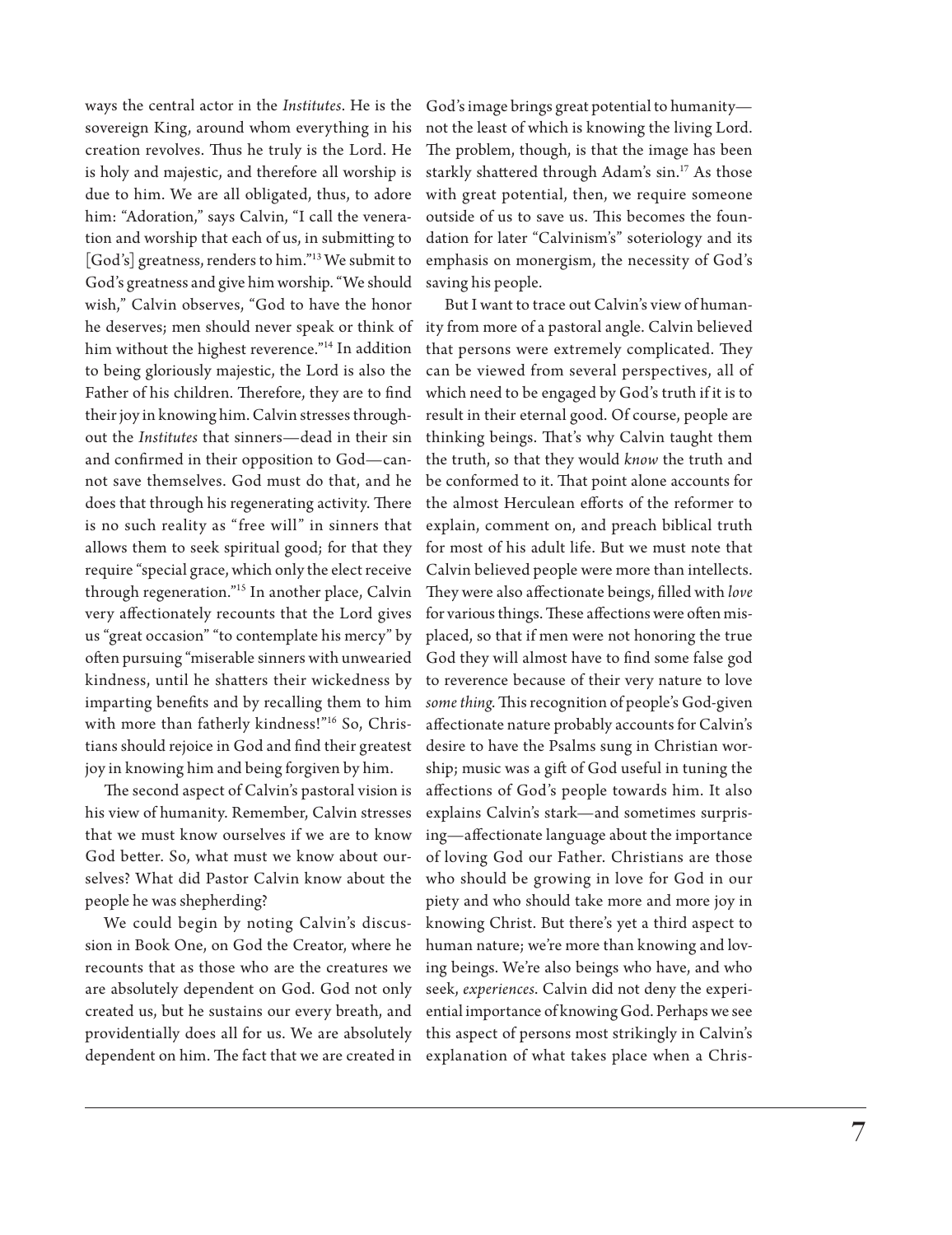ways the central actor in the *Institutes*. He is the sovereign King, around whom everything in his creation revolves. Thus he truly is the Lord. He is holy and majestic, and therefore all worship is due to him. We are all obligated, thus, to adore him: "Adoration," says Calvin, "I call the veneration and worship that each of us, in submitting to [God's] greatness, renders to him."[13] We submit to God's greatness and give him worship. "We should wish," Calvin observes, "God to have the honor he deserves; men should never speak or think of him without the highest reverence."[14] In addition to being gloriously majestic, the Lord is also the Father of his children. Therefore, they are to find their joy in knowing him. Calvin stresses throughout the *Institutes* that sinners—dead in their sin and confirmed in their opposition to God—cannot save themselves. God must do that, and he does that through his regenerating activity. There is no such reality as "free will" in sinners that allows them to seek spiritual good; for that they require "special grace, which only the elect receive through regeneration."[15] In another place, Calvin very affectionately recounts that the Lord gives us "great occasion" "to contemplate his mercy" by often pursuing "miserable sinners with unwearied kindness, until he shatters their wickedness by imparting benefits and by recalling them to him with more than fatherly kindness!"[16] So, Christians should rejoice in God and find their greatest joy in knowing him and being forgiven by him.

The second aspect of Calvin's pastoral vision is his view of humanity. Remember, Calvin stresses that we must know ourselves if we are to know God better. So, what must we know about ourselves? What did Pastor Calvin know about the people he was shepherding?

We could begin by noting Calvin's discussion in Book One, on God the Creator, where he recounts that as those who are the creatures we are absolutely dependent on God. God not only created us, but he sustains our every breath, and providentially does all for us. We are absolutely dependent on him. The fact that we are created in God's image brings great potential to humanity—not the least of which is knowing the living Lord. The problem, though, is that the image has been starkly shattered through Adam's sin.[17] As those with great potential, then, we require someone outside of us to save us. This becomes the foundation for later "Calvinism's" soteriology and its emphasis on monergism, the necessity of God's saving his people.

But I want to trace out Calvin's view of humanity from more of a pastoral angle. Calvin believed that persons were extremely complicated. They can be viewed from several perspectives, all of which need to be engaged by God's truth if it is to result in their eternal good. Of course, people are thinking beings. That's why Calvin taught them the truth, so that they would *know* the truth and be conformed to it. That point alone accounts for the almost Herculean efforts of the reformer to explain, comment on, and preach biblical truth for most of his adult life. But we must note that Calvin believed people were more than intellects. They were also affectionate beings, filled with *love* for various things. These affections were often misplaced, so that if men were not honoring the true God they will almost have to find some false god to reverence because of their very nature to love *some thing*. This recognition of people's God-given affectionate nature probably accounts for Calvin's desire to have the Psalms sung in Christian worship; music was a gift of God useful in tuning the affections of God's people towards him. It also explains Calvin's stark—and sometimes surprising—affectionate language about the importance of loving God our Father. Christians are those who should be growing in love for God in our piety and who should take more and more joy in knowing Christ. But there's yet a third aspect to human nature; we're more than knowing and loving beings. We're also beings who have, and who seek, *experiences*. Calvin did not deny the experiential importance of knowing God. Perhaps we see this aspect of persons most strikingly in Calvin's explanation of what takes place when a Chris-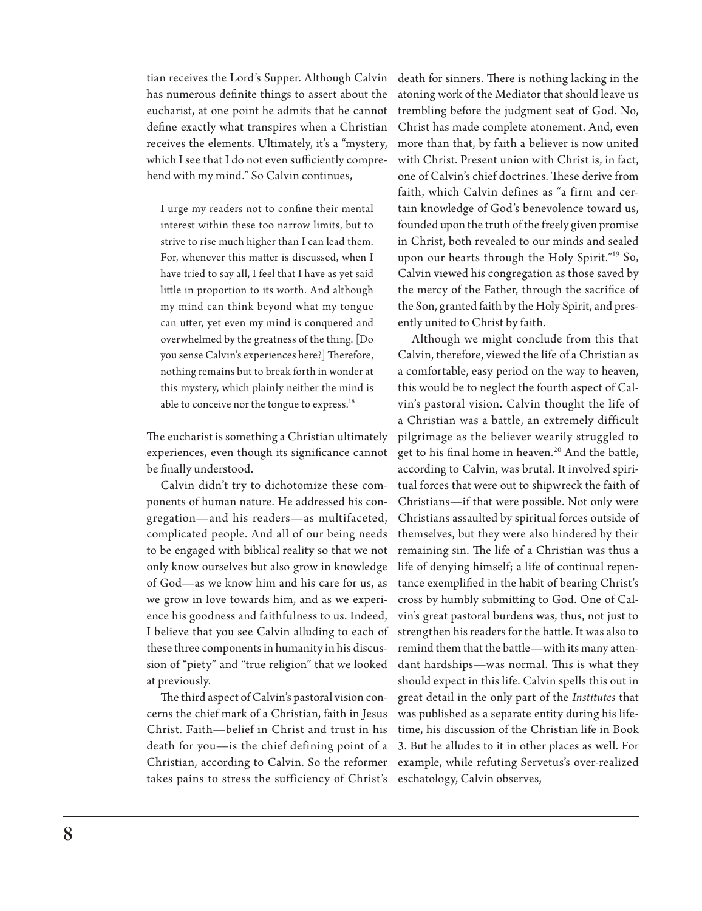tian receives the Lord's Supper. Although Calvin has numerous definite things to assert about the eucharist, at one point he admits that he cannot define exactly what transpires when a Christian receives the elements. Ultimately, it's a "mystery, which I see that I do not even sufficiently comprehend with my mind." So Calvin continues,

> I urge my readers not to confine their mental interest within these too narrow limits, but to strive to rise much higher than I can lead them. For, whenever this matter is discussed, when I have tried to say all, I feel that I have as yet said little in proportion to its worth. And although my mind can think beyond what my tongue can utter, yet even my mind is conquered and overwhelmed by the greatness of the thing. [Do you sense Calvin's experiences here?] Therefore, nothing remains but to break forth in wonder at this mystery, which plainly neither the mind is able to conceive nor the tongue to express.[18]

The eucharist is something a Christian ultimately experiences, even though its significance cannot be finally understood.

Calvin didn't try to dichotomize these components of human nature. He addressed his congregation—and his readers—as multifaceted, complicated people. And all of our being needs to be engaged with biblical reality so that we not only know ourselves but also grow in knowledge of God—as we know him and his care for us, as we grow in love towards him, and as we experience his goodness and faithfulness to us. Indeed, I believe that you see Calvin alluding to each of these three components in humanity in his discussion of "piety" and "true religion" that we looked at previously.

The third aspect of Calvin's pastoral vision concerns the chief mark of a Christian, faith in Jesus Christ. Faith—belief in Christ and trust in his death for you—is the chief defining point of a Christian, according to Calvin. So the reformer takes pains to stress the sufficiency of Christ's death for sinners. There is nothing lacking in the atoning work of the Mediator that should leave us trembling before the judgment seat of God. No, Christ has made complete atonement. And, even more than that, by faith a believer is now united with Christ. Present union with Christ is, in fact, one of Calvin's chief doctrines. These derive from faith, which Calvin defines as "a firm and certain knowledge of God's benevolence toward us, founded upon the truth of the freely given promise in Christ, both revealed to our minds and sealed upon our hearts through the Holy Spirit."[19] So, Calvin viewed his congregation as those saved by the mercy of the Father, through the sacrifice of the Son, granted faith by the Holy Spirit, and presently united to Christ by faith.

Although we might conclude from this that Calvin, therefore, viewed the life of a Christian as a comfortable, easy period on the way to heaven, this would be to neglect the fourth aspect of Calvin's pastoral vision. Calvin thought the life of a Christian was a battle, an extremely difficult pilgrimage as the believer wearily struggled to get to his final home in heaven.[20] And the battle, according to Calvin, was brutal. It involved spiritual forces that were out to shipwreck the faith of Christians—if that were possible. Not only were Christians assaulted by spiritual forces outside of themselves, but they were also hindered by their remaining sin. The life of a Christian was thus a life of denying himself; a life of continual repentance exemplified in the habit of bearing Christ's cross by humbly submitting to God. One of Calvin's great pastoral burdens was, thus, not just to strengthen his readers for the battle. It was also to remind them that the battle—with its many attendant hardships—was normal. This is what they should expect in this life. Calvin spells this out in great detail in the only part of the *Institutes* that was published as a separate entity during his lifetime, his discussion of the Christian life in Book 3. But he alludes to it in other places as well. For example, while refuting Servetus's over-realized eschatology, Calvin observes,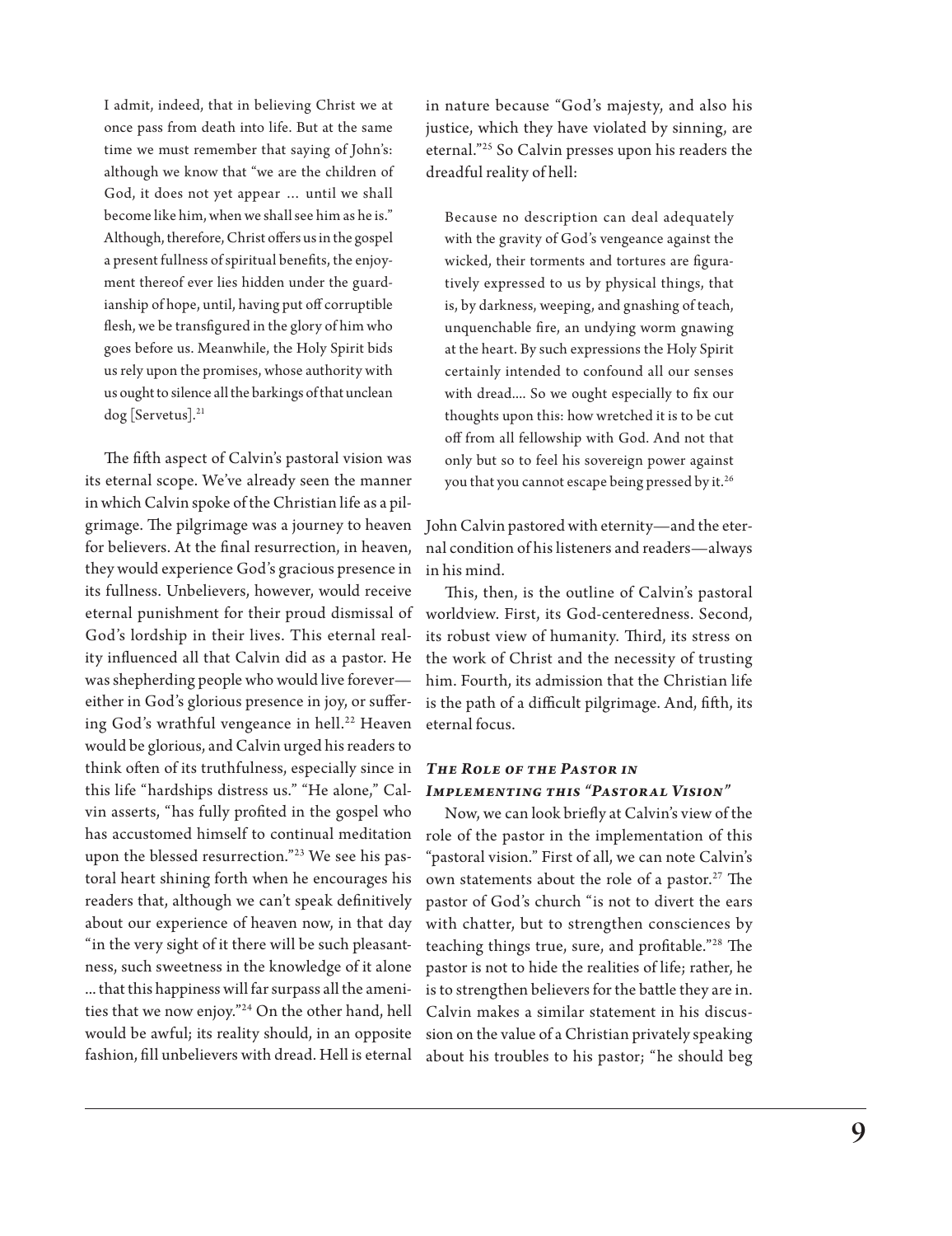> I admit, indeed, that in believing Christ we at once pass from death into life. But at the same time we must remember that saying of John's: although we know that "we are the children of God, it does not yet appear … until we shall become like him, when we shall see him as he is." Although, therefore, Christ offers us in the gospel a present fullness of spiritual benefits, the enjoyment thereof ever lies hidden under the guardianship of hope, until, having put off corruptible flesh, we be transfigured in the glory of him who goes before us. Meanwhile, the Holy Spirit bids us rely upon the promises, whose authority with us ought to silence all the barkings of that unclean dog [Servetus].[21]

The fifth aspect of Calvin's pastoral vision was its eternal scope. We've already seen the manner in which Calvin spoke of the Christian life as a pilgrimage. The pilgrimage was a journey to heaven for believers. At the final resurrection, in heaven, they would experience God's gracious presence in its fullness. Unbelievers, however, would receive eternal punishment for their proud dismissal of God's lordship in their lives. This eternal reality influenced all that Calvin did as a pastor. He was shepherding people who would live forever—either in God's glorious presence in joy, or suffering God's wrathful vengeance in hell.[22] Heaven would be glorious, and Calvin urged his readers to think often of its truthfulness, especially since in this life "hardships distress us." "He alone," Calvin asserts, "has fully profited in the gospel who has accustomed himself to continual meditation upon the blessed resurrection."[23] We see his pastoral heart shining forth when he encourages his readers that, although we can't speak definitively about our experience of heaven now, in that day "in the very sight of it there will be such pleasantness, such sweetness in the knowledge of it alone ... that this happiness will far surpass all the amenities that we now enjoy."[24] On the other hand, hell would be awful; its reality should, in an opposite fashion, fill unbelievers with dread. Hell is eternal in nature because "God's majesty, and also his justice, which they have violated by sinning, are eternal."[25] So Calvin presses upon his readers the dreadful reality of hell:

> Because no description can deal adequately with the gravity of God's vengeance against the wicked, their torments and tortures are figuratively expressed to us by physical things, that is, by darkness, weeping, and gnashing of teach, unquenchable fire, an undying worm gnawing at the heart. By such expressions the Holy Spirit certainly intended to confound all our senses with dread.... So we ought especially to fix our thoughts upon this: how wretched it is to be cut off from all fellowship with God. And not that only but so to feel his sovereign power against you that you cannot escape being pressed by it.[26]

John Calvin pastored with eternity—and the eternal condition of his listeners and readers—always in his mind.

This, then, is the outline of Calvin's pastoral worldview. First, its God-centeredness. Second, its robust view of humanity. Third, its stress on the work of Christ and the necessity of trusting him. Fourth, its admission that the Christian life is the path of a difficult pilgrimage. And, fifth, its eternal focus.

### *The Role of the Pastor in Implementing this "Pastoral Vision"*

Now, we can look briefly at Calvin's view of the role of the pastor in the implementation of this "pastoral vision." First of all, we can note Calvin's own statements about the role of a pastor.[27] The pastor of God's church "is not to divert the ears with chatter, but to strengthen consciences by teaching things true, sure, and profitable."[28] The pastor is not to hide the realities of life; rather, he is to strengthen believers for the battle they are in. Calvin makes a similar statement in his discussion on the value of a Christian privately speaking about his troubles to his pastor; "he should beg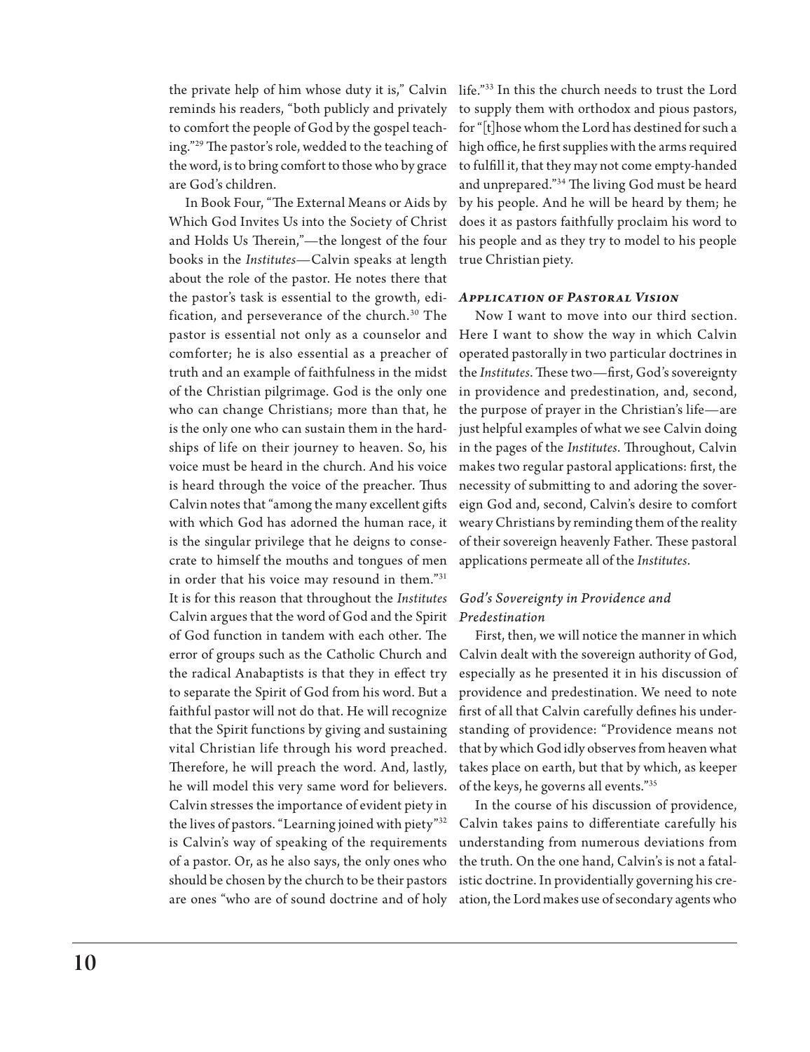the private help of him whose duty it is," Calvin reminds his readers, "both publicly and privately to comfort the people of God by the gospel teaching."[29] The pastor's role, wedded to the teaching of the word, is to bring comfort to those who by grace are God's children.

In Book Four, "The External Means or Aids by Which God Invites Us into the Society of Christ and Holds Us Therein,"—the longest of the four books in the *Institutes*—Calvin speaks at length about the role of the pastor. He notes there that the pastor's task is essential to the growth, edification, and perseverance of the church.[30] The pastor is essential not only as a counselor and comforter; he is also essential as a preacher of truth and an example of faithfulness in the midst of the Christian pilgrimage. God is the only one who can change Christians; more than that, he is the only one who can sustain them in the hardships of life on their journey to heaven. So, his voice must be heard in the church. And his voice is heard through the voice of the preacher. Thus Calvin notes that "among the many excellent gifts with which God has adorned the human race, it is the singular privilege that he deigns to consecrate to himself the mouths and tongues of men in order that his voice may resound in them."[31] It is for this reason that throughout the *Institutes* Calvin argues that the word of God and the Spirit of God function in tandem with each other. The error of groups such as the Catholic Church and the radical Anabaptists is that they in effect try to separate the Spirit of God from his word. But a faithful pastor will not do that. He will recognize that the Spirit functions by giving and sustaining vital Christian life through his word preached. Therefore, he will preach the word. And, lastly, he will model this very same word for believers. Calvin stresses the importance of evident piety in the lives of pastors. "Learning joined with piety"[32] is Calvin's way of speaking of the requirements of a pastor. Or, as he also says, the only ones who should be chosen by the church to be their pastors are ones "who are of sound doctrine and of holy life."[33] In this the church needs to trust the Lord to supply them with orthodox and pious pastors, for "[t]hose whom the Lord has destined for such a high office, he first supplies with the arms required to fulfill it, that they may not come empty-handed and unprepared."[34] The living God must be heard by his people. And he will be heard by them; he does it as pastors faithfully proclaim his word to his people and as they try to model to his people true Christian piety.

### *Application of Pastoral Vision*

Now I want to move into our third section. Here I want to show the way in which Calvin operated pastorally in two particular doctrines in the *Institutes*. These two—first, God's sovereignty in providence and predestination, and, second, the purpose of prayer in the Christian's life—are just helpful examples of what we see Calvin doing in the pages of the *Institutes*. Throughout, Calvin makes two regular pastoral applications: first, the necessity of submitting to and adoring the sovereign God and, second, Calvin's desire to comfort weary Christians by reminding them of the reality of their sovereign heavenly Father. These pastoral applications permeate all of the *Institutes*.

#### *God's Sovereignty in Providence and Predestination*

First, then, we will notice the manner in which Calvin dealt with the sovereign authority of God, especially as he presented it in his discussion of providence and predestination. We need to note first of all that Calvin carefully defines his understanding of providence: "Providence means not that by which God idly observes from heaven what takes place on earth, but that by which, as keeper of the keys, he governs all events."[35]

In the course of his discussion of providence, Calvin takes pains to differentiate carefully his understanding from numerous deviations from the truth. On the one hand, Calvin's is not a fatalistic doctrine. In providentially governing his creation, the Lord makes use of secondary agents who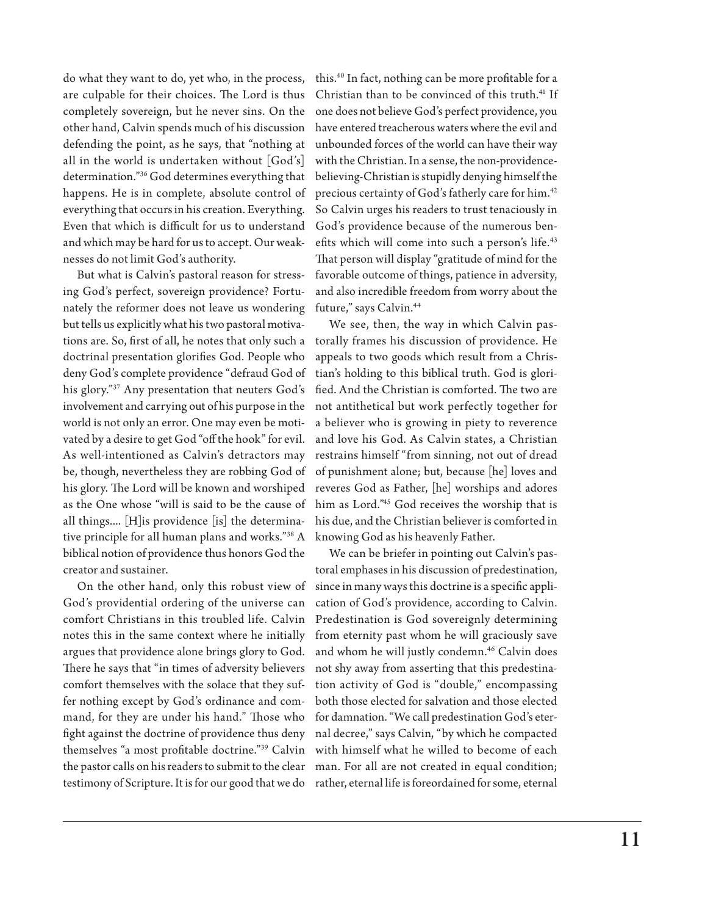do what they want to do, yet who, in the process, are culpable for their choices. The Lord is thus completely sovereign, but he never sins. On the other hand, Calvin spends much of his discussion defending the point, as he says, that "nothing at all in the world is undertaken without [God's] determination."[36] God determines everything that happens. He is in complete, absolute control of everything that occurs in his creation. Everything. Even that which is difficult for us to understand and which may be hard for us to accept. Our weaknesses do not limit God's authority.

But what is Calvin's pastoral reason for stressing God's perfect, sovereign providence? Fortunately the reformer does not leave us wondering but tells us explicitly what his two pastoral motivations are. So, first of all, he notes that only such a doctrinal presentation glorifies God. People who deny God's complete providence "defraud God of his glory."[37] Any presentation that neuters God's involvement and carrying out of his purpose in the world is not only an error. One may even be motivated by a desire to get God "off the hook" for evil. As well-intentioned as Calvin's detractors may be, though, nevertheless they are robbing God of his glory. The Lord will be known and worshiped as the One whose "will is said to be the cause of all things.... [H]is providence [is] the determinative principle for all human plans and works."[38] A biblical notion of providence thus honors God the creator and sustainer.

On the other hand, only this robust view of God's providential ordering of the universe can comfort Christians in this troubled life. Calvin notes this in the same context where he initially argues that providence alone brings glory to God. There he says that "in times of adversity believers comfort themselves with the solace that they suffer nothing except by God's ordinance and command, for they are under his hand." Those who fight against the doctrine of providence thus deny themselves "a most profitable doctrine."[39] Calvin the pastor calls on his readers to submit to the clear testimony of Scripture. It is for our good that we do this.[40] In fact, nothing can be more profitable for a Christian than to be convinced of this truth.[41] If one does not believe God's perfect providence, you have entered treacherous waters where the evil and unbounded forces of the world can have their way with the Christian. In a sense, the non-providence-believing-Christian is stupidly denying himself the precious certainty of God's fatherly care for him.[42] So Calvin urges his readers to trust tenaciously in God's providence because of the numerous benefits which will come into such a person's life.[43] That person will display "gratitude of mind for the favorable outcome of things, patience in adversity, and also incredible freedom from worry about the future," says Calvin.[44]

We see, then, the way in which Calvin pastorally frames his discussion of providence. He appeals to two goods which result from a Christian's holding to this biblical truth. God is glorified. And the Christian is comforted. The two are not antithetical but work perfectly together for a believer who is growing in piety to reverence and love his God. As Calvin states, a Christian restrains himself "from sinning, not out of dread of punishment alone; but, because [he] loves and reveres God as Father, [he] worships and adores him as Lord."[45] God receives the worship that is his due, and the Christian believer is comforted in knowing God as his heavenly Father.

We can be briefer in pointing out Calvin's pastoral emphases in his discussion of predestination, since in many ways this doctrine is a specific application of God's providence, according to Calvin. Predestination is God sovereignly determining from eternity past whom he will graciously save and whom he will justly condemn.[46] Calvin does not shy away from asserting that this predestination activity of God is "double," encompassing both those elected for salvation and those elected for damnation. "We call predestination God's eternal decree," says Calvin, "by which he compacted with himself what he willed to become of each man. For all are not created in equal condition; rather, eternal life is foreordained for some, eternal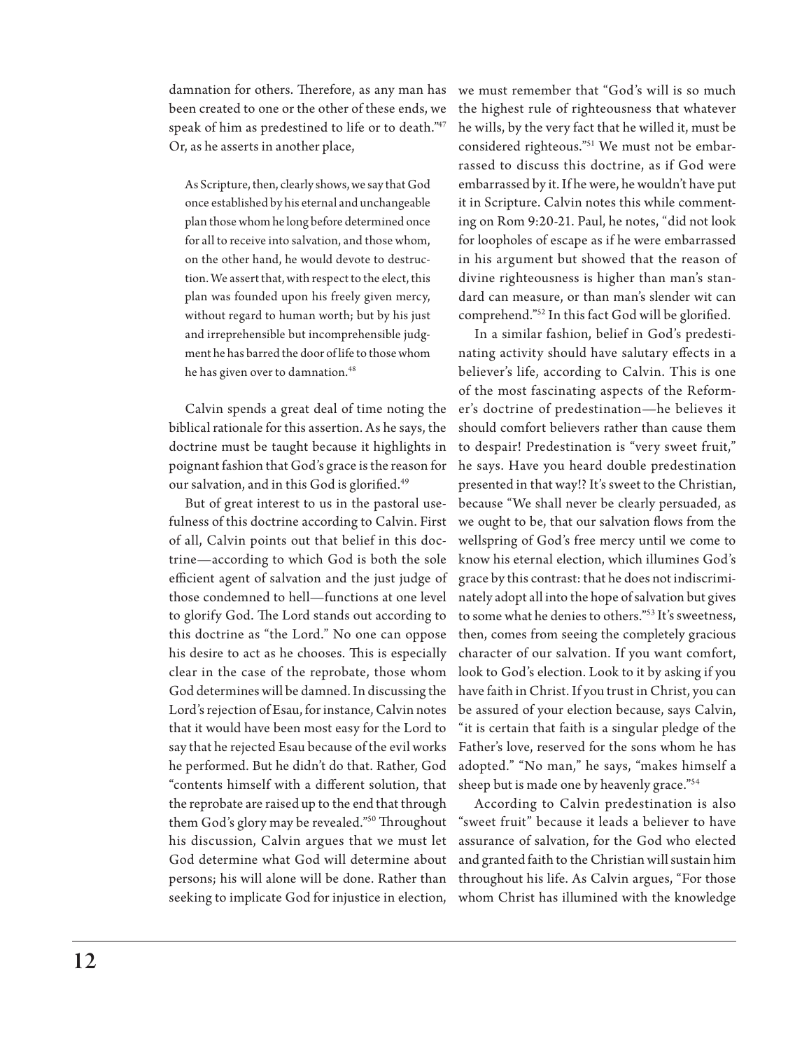damnation for others. Therefore, as any man has been created to one or the other of these ends, we speak of him as predestined to life or to death."[47] Or, as he asserts in another place,

> As Scripture, then, clearly shows, we say that God once established by his eternal and unchangeable plan those whom he long before determined once for all to receive into salvation, and those whom, on the other hand, he would devote to destruction. We assert that, with respect to the elect, this plan was founded upon his freely given mercy, without regard to human worth; but by his just and irreprehensible but incomprehensible judgment he has barred the door of life to those whom he has given over to damnation.[48]

Calvin spends a great deal of time noting the biblical rationale for this assertion. As he says, the doctrine must be taught because it highlights in poignant fashion that God's grace is the reason for our salvation, and in this God is glorified.[49]

But of great interest to us in the pastoral usefulness of this doctrine according to Calvin. First of all, Calvin points out that belief in this doctrine—according to which God is both the sole efficient agent of salvation and the just judge of those condemned to hell—functions at one level to glorify God. The Lord stands out according to this doctrine as "the Lord." No one can oppose his desire to act as he chooses. This is especially clear in the case of the reprobate, those whom God determines will be damned. In discussing the Lord's rejection of Esau, for instance, Calvin notes that it would have been most easy for the Lord to say that he rejected Esau because of the evil works he performed. But he didn't do that. Rather, God "contents himself with a different solution, that the reprobate are raised up to the end that through them God's glory may be revealed."[50] Throughout his discussion, Calvin argues that we must let God determine what God will determine about persons; his will alone will be done. Rather than seeking to implicate God for injustice in election, we must remember that "God's will is so much the highest rule of righteousness that whatever he wills, by the very fact that he willed it, must be considered righteous."[51] We must not be embarrassed to discuss this doctrine, as if God were embarrassed by it. If he were, he wouldn't have put it in Scripture. Calvin notes this while commenting on Rom 9:20-21. Paul, he notes, "did not look for loopholes of escape as if he were embarrassed in his argument but showed that the reason of divine righteousness is higher than man's standard can measure, or than man's slender wit can comprehend."[52] In this fact God will be glorified.

In a similar fashion, belief in God's predestinating activity should have salutary effects in a believer's life, according to Calvin. This is one of the most fascinating aspects of the Reformer's doctrine of predestination—he believes it should comfort believers rather than cause them to despair! Predestination is "very sweet fruit," he says. Have you heard double predestination presented in that way!? It's sweet to the Christian, because "We shall never be clearly persuaded, as we ought to be, that our salvation flows from the wellspring of God's free mercy until we come to know his eternal election, which illumines God's grace by this contrast: that he does not indiscriminately adopt all into the hope of salvation but gives to some what he denies to others."[53] It's sweetness, then, comes from seeing the completely gracious character of our salvation. If you want comfort, look to God's election. Look to it by asking if you have faith in Christ. If you trust in Christ, you can be assured of your election because, says Calvin, "it is certain that faith is a singular pledge of the Father's love, reserved for the sons whom he has adopted." "No man," he says, "makes himself a sheep but is made one by heavenly grace."[54]

According to Calvin predestination is also "sweet fruit" because it leads a believer to have assurance of salvation, for the God who elected and granted faith to the Christian will sustain him throughout his life. As Calvin argues, "For those whom Christ has illumined with the knowledge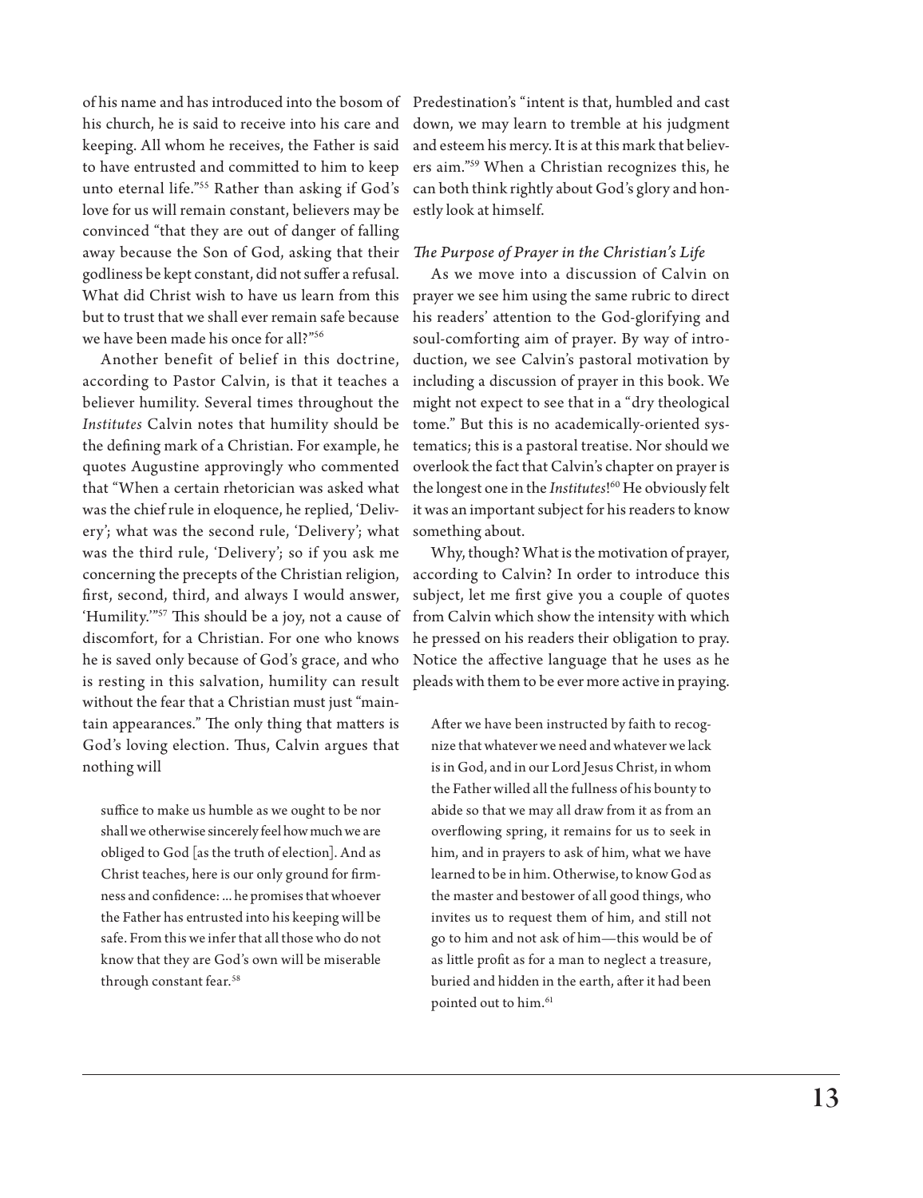of his name and has introduced into the bosom of his church, he is said to receive into his care and keeping. All whom he receives, the Father is said to have entrusted and committed to him to keep unto eternal life."[55] Rather than asking if God's love for us will remain constant, believers may be convinced "that they are out of danger of falling away because the Son of God, asking that their godliness be kept constant, did not suffer a refusal. What did Christ wish to have us learn from this but to trust that we shall ever remain safe because we have been made his once for all?"[56]

Another benefit of belief in this doctrine, according to Pastor Calvin, is that it teaches a believer humility. Several times throughout the *Institutes* Calvin notes that humility should be the defining mark of a Christian. For example, he quotes Augustine approvingly who commented that "When a certain rhetorician was asked what was the chief rule in eloquence, he replied, 'Delivery'; what was the second rule, 'Delivery'; what was the third rule, 'Delivery'; so if you ask me concerning the precepts of the Christian religion, first, second, third, and always I would answer, 'Humility.'"[57] This should be a joy, not a cause of discomfort, for a Christian. For one who knows he is saved only because of God's grace, and who is resting in this salvation, humility can result without the fear that a Christian must just "maintain appearances." The only thing that matters is God's loving election. Thus, Calvin argues that nothing will

> suffice to make us humble as we ought to be nor shall we otherwise sincerely feel how much we are obliged to God [as the truth of election]. And as Christ teaches, here is our only ground for firmness and confidence: ... he promises that whoever the Father has entrusted into his keeping will be safe. From this we infer that all those who do not know that they are God's own will be miserable through constant fear.[58]

Predestination's "intent is that, humbled and cast down, we may learn to tremble at his judgment and esteem his mercy. It is at this mark that believers aim."[59] When a Christian recognizes this, he can both think rightly about God's glory and honestly look at himself.

### *The Purpose of Prayer in the Christian's Life*

As we move into a discussion of Calvin on prayer we see him using the same rubric to direct his readers' attention to the God-glorifying and soul-comforting aim of prayer. By way of introduction, we see Calvin's pastoral motivation by including a discussion of prayer in this book. We might not expect to see that in a "dry theological tome." But this is no academically-oriented systematics; this is a pastoral treatise. Nor should we overlook the fact that Calvin's chapter on prayer is the longest one in the *Institutes*![60] He obviously felt it was an important subject for his readers to know something about.

Why, though? What is the motivation of prayer, according to Calvin? In order to introduce this subject, let me first give you a couple of quotes from Calvin which show the intensity with which he pressed on his readers their obligation to pray. Notice the affective language that he uses as he pleads with them to be ever more active in praying.

> After we have been instructed by faith to recognize that whatever we need and whatever we lack is in God, and in our Lord Jesus Christ, in whom the Father willed all the fullness of his bounty to abide so that we may all draw from it as from an overflowing spring, it remains for us to seek in him, and in prayers to ask of him, what we have learned to be in him. Otherwise, to know God as the master and bestower of all good things, who invites us to request them of him, and still not go to him and not ask of him—this would be of as little profit as for a man to neglect a treasure, buried and hidden in the earth, after it had been pointed out to him.[61]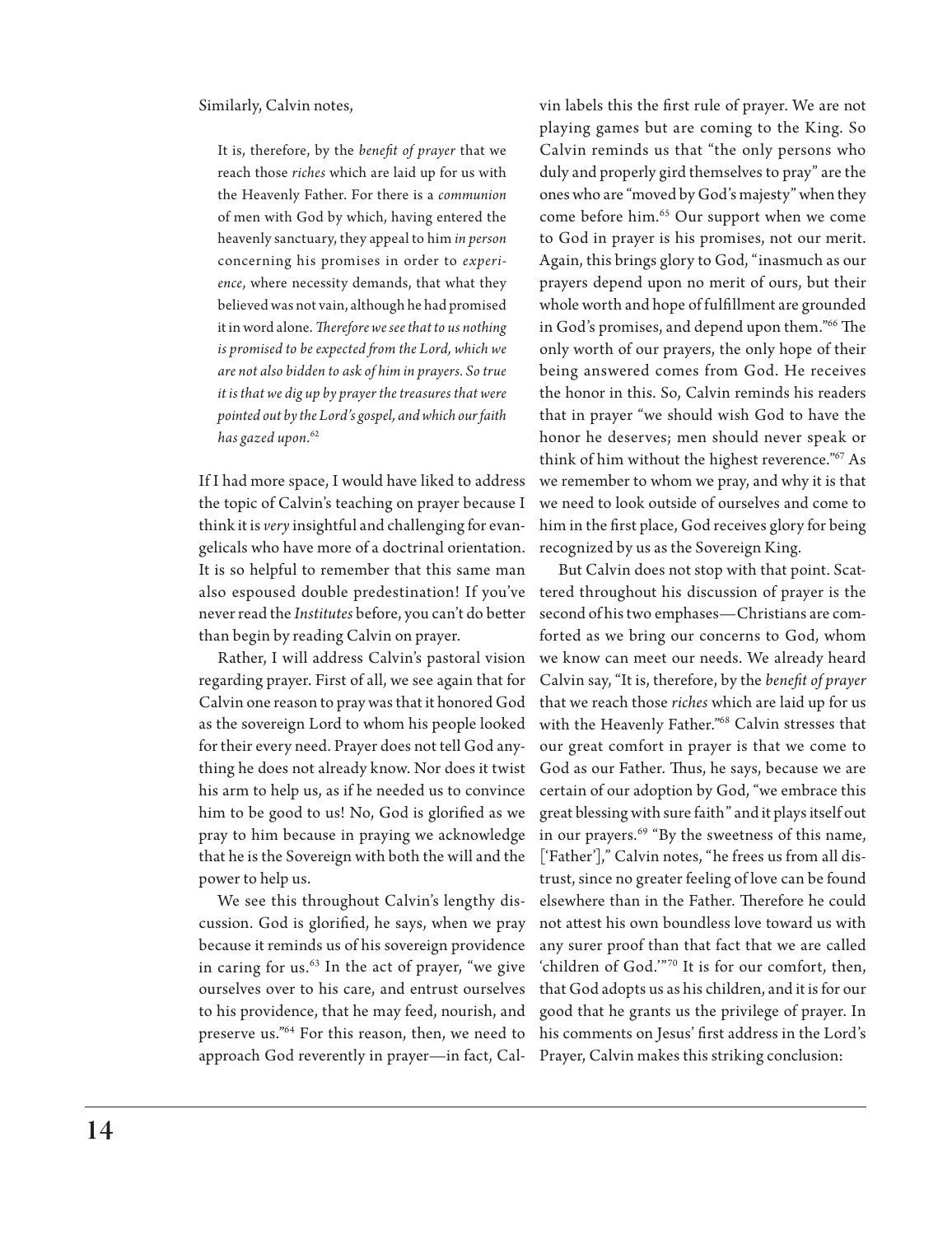Similarly, Calvin notes,

> It is, therefore, by the *benefit of prayer* that we reach those *riches* which are laid up for us with the Heavenly Father. For there is a *communion* of men with God by which, having entered the heavenly sanctuary, they appeal to him *in person* concerning his promises in order to *experience*, where necessity demands, that what they believed was not vain, although he had promised it in word alone. *Therefore we see that to us nothing is promised to be expected from the Lord, which we are not also bidden to ask of him in prayers. So true it is that we dig up by prayer the treasures that were pointed out by the Lord's gospel, and which our faith has gazed upon.*[62]

If I had more space, I would have liked to address the topic of Calvin's teaching on prayer because I think it is *very* insightful and challenging for evangelicals who have more of a doctrinal orientation. It is so helpful to remember that this same man also espoused double predestination! If you've never read the *Institutes* before, you can't do better than begin by reading Calvin on prayer.

Rather, I will address Calvin's pastoral vision regarding prayer. First of all, we see again that for Calvin one reason to pray was that it honored God as the sovereign Lord to whom his people looked for their every need. Prayer does not tell God anything he does not already know. Nor does it twist his arm to help us, as if he needed us to convince him to be good to us! No, God is glorified as we pray to him because in praying we acknowledge that he is the Sovereign with both the will and the power to help us.

We see this throughout Calvin's lengthy discussion. God is glorified, he says, when we pray because it reminds us of his sovereign providence in caring for us.[63] In the act of prayer, "we give ourselves over to his care, and entrust ourselves to his providence, that he may feed, nourish, and preserve us."[64] For this reason, then, we need to approach God reverently in prayer—in fact, Calvin labels this the first rule of prayer. We are not playing games but are coming to the King. So Calvin reminds us that "the only persons who duly and properly gird themselves to pray" are the ones who are "moved by God's majesty" when they come before him.[65] Our support when we come to God in prayer is his promises, not our merit. Again, this brings glory to God, "inasmuch as our prayers depend upon no merit of ours, but their whole worth and hope of fulfillment are grounded in God's promises, and depend upon them."[66] The only worth of our prayers, the only hope of their being answered comes from God. He receives the honor in this. So, Calvin reminds his readers that in prayer "we should wish God to have the honor he deserves; men should never speak or think of him without the highest reverence."[67] As we remember to whom we pray, and why it is that we need to look outside of ourselves and come to him in the first place, God receives glory for being recognized by us as the Sovereign King.

But Calvin does not stop with that point. Scattered throughout his discussion of prayer is the second of his two emphases—Christians are comforted as we bring our concerns to God, whom we know can meet our needs. We already heard Calvin say, "It is, therefore, by the *benefit of prayer* that we reach those *riches* which are laid up for us with the Heavenly Father."[68] Calvin stresses that our great comfort in prayer is that we come to God as our Father. Thus, he says, because we are certain of our adoption by God, "we embrace this great blessing with sure faith" and it plays itself out in our prayers.[69] "By the sweetness of this name, ['Father']," Calvin notes, "he frees us from all distrust, since no greater feeling of love can be found elsewhere than in the Father. Therefore he could not attest his own boundless love toward us with any surer proof than that fact that we are called 'children of God.'"[70] It is for our comfort, then, that God adopts us as his children, and it is for our good that he grants us the privilege of prayer. In his comments on Jesus' first address in the Lord's Prayer, Calvin makes this striking conclusion: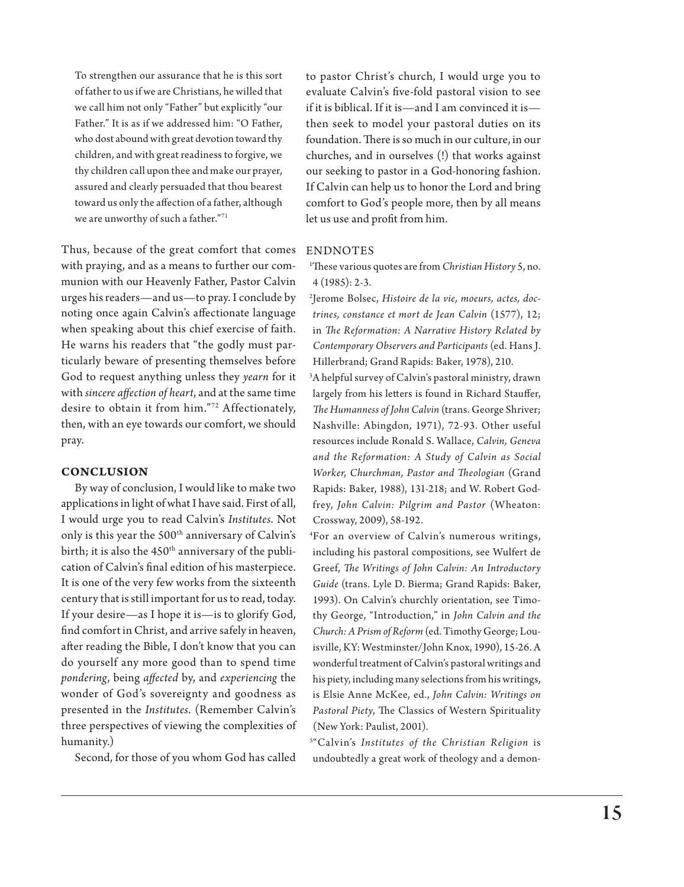> To strengthen our assurance that he is this sort of father to us if we are Christians, he willed that we call him not only "Father" but explicitly "our Father." It is as if we addressed him: "O Father, who dost abound with great devotion toward thy children, and with great readiness to forgive, we thy children call upon thee and make our prayer, assured and clearly persuaded that thou bearest toward us only the affection of a father, although we are unworthy of such a father."[71]

Thus, because of the great comfort that comes with praying, and as a means to further our communion with our Heavenly Father, Pastor Calvin urges his readers—and us—to pray. I conclude by noting once again Calvin's affectionate language when speaking about this chief exercise of faith. He warns his readers that "the godly must particularly beware of presenting themselves before God to request anything unless they *yearn* for it with *sincere affection of heart*, and at the same time desire to obtain it from him."[72] Affectionately, then, with an eye towards our comfort, we should pray.

## CONCLUSION

By way of conclusion, I would like to make two applications in light of what I have said. First of all, I would urge you to read Calvin's *Institutes*. Not only is this year the 500th anniversary of Calvin's birth; it is also the 450th anniversary of the publication of Calvin's final edition of his masterpiece. It is one of the very few works from the sixteenth century that is still important for us to read, today. If your desire—as I hope it is—is to glorify God, find comfort in Christ, and arrive safely in heaven, after reading the Bible, I don't know that you can do yourself any more good than to spend time *pondering*, being *affected* by, and *experiencing* the wonder of God's sovereignty and goodness as presented in the *Institutes*. (Remember Calvin's three perspectives of viewing the complexities of humanity.)

Second, for those of you whom God has called to pastor Christ's church, I would urge you to evaluate Calvin's five-fold pastoral vision to see if it is biblical. If it is—and I am convinced it is—then seek to model your pastoral duties on its foundation. There is so much in our culture, in our churches, and in ourselves (!) that works against our seeking to pastor in a God-honoring fashion. If Calvin can help us to honor the Lord and bring comfort to God's people more, then by all means let us use and profit from him.

## ENDNOTES

[1] These various quotes are from *Christian History* 5, no. 4 (1985): 2-3.

[2] Jerome Bolsec, *Histoire de la vie, moeurs, actes, doctrines, constance et mort de Jean Calvin* (1577), 12; in *The Reformation: A Narrative History Related by Contemporary Observers and Participants* (ed. Hans J. Hillerbrand; Grand Rapids: Baker, 1978), 210.

[3] A helpful survey of Calvin's pastoral ministry, drawn largely from his letters is found in Richard Stauffer, *The Humanness of John Calvin* (trans. George Shriver; Nashville: Abingdon, 1971), 72-93. Other useful resources include Ronald S. Wallace, *Calvin, Geneva and the Reformation: A Study of Calvin as Social Worker, Churchman, Pastor and Theologian* (Grand Rapids: Baker, 1988), 131-218; and W. Robert Godfrey, *John Calvin: Pilgrim and Pastor* (Wheaton: Crossway, 2009), 58-192.

[4] For an overview of Calvin's numerous writings, including his pastoral compositions, see Wulfert de Greef, *The Writings of John Calvin: An Introductory Guide* (trans. Lyle D. Bierma; Grand Rapids: Baker, 1993). On Calvin's churchly orientation, see Timothy George, "Introduction," in *John Calvin and the Church: A Prism of Reform* (ed. Timothy George; Louisville, KY: Westminster/John Knox, 1990), 15-26. A wonderful treatment of Calvin's pastoral writings and his piety, including many selections from his writings, is Elsie Anne McKee, ed., *John Calvin: Writings on Pastoral Piety*, The Classics of Western Spirituality (New York: Paulist, 2001).

[5] "Calvin's *Institutes of the Christian Religion* is undoubtedly a great work of theology and a demon-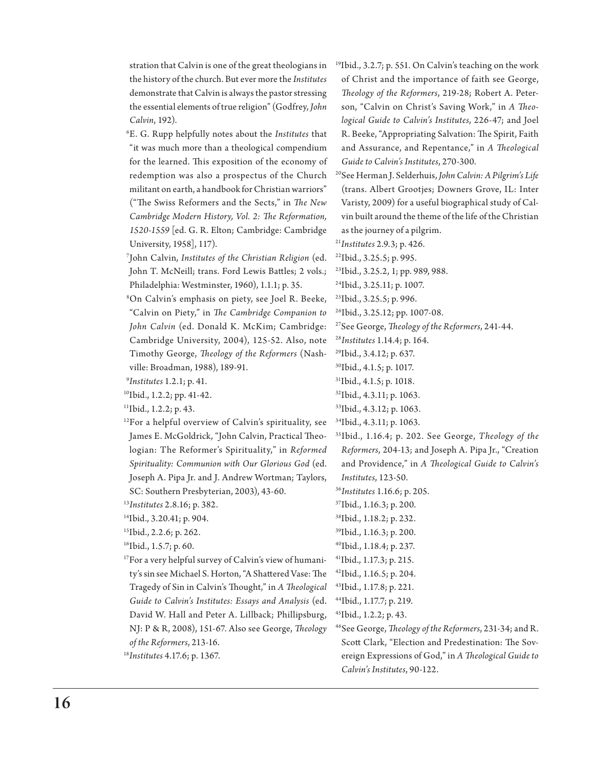stration that Calvin is one of the great theologians in the history of the church. But ever more the *Institutes* demonstrate that Calvin is always the pastor stressing the essential elements of true religion" (Godfrey, *John Calvin*, 192).

[6]E. G. Rupp helpfully notes about the *Institutes* that "it was much more than a theological compendium for the learned. This exposition of the economy of redemption was also a prospectus of the Church militant on earth, a handbook for Christian warriors" ("The Swiss Reformers and the Sects," in *The New Cambridge Modern History, Vol. 2: The Reformation, 1520-1559* [ed. G. R. Elton; Cambridge: Cambridge University, 1958], 117).

[7]John Calvin, *Institutes of the Christian Religion* (ed. John T. McNeill; trans. Ford Lewis Battles; 2 vols.; Philadelphia: Westminster, 1960), 1.1.1; p. 35.

[8]On Calvin's emphasis on piety, see Joel R. Beeke, "Calvin on Piety," in *The Cambridge Companion to John Calvin* (ed. Donald K. McKim; Cambridge: Cambridge University, 2004), 125-52. Also, note Timothy George, *Theology of the Reformers* (Nashville: Broadman, 1988), 189-91.

[9]*Institutes* 1.2.1; p. 41.

[10]Ibid., 1.2.2; pp. 41-42.

[11]Ibid., 1.2.2; p. 43.

[12]For a helpful overview of Calvin's spirituality, see James E. McGoldrick, "John Calvin, Practical Theologian: The Reformer's Spirituality," in *Reformed Spirituality: Communion with Our Glorious God* (ed. Joseph A. Pipa Jr. and J. Andrew Wortman; Taylors, SC: Southern Presbyterian, 2003), 43-60.

[13]*Institutes* 2.8.16; p. 382.

[14]Ibid., 3.20.41; p. 904.

[15]Ibid., 2.2.6; p. 262.

[16]Ibid., 1.5.7; p. 60.

[17]For a very helpful survey of Calvin's view of humanity's sin see Michael S. Horton, "A Shattered Vase: The Tragedy of Sin in Calvin's Thought," in *A Theological Guide to Calvin's Institutes: Essays and Analysis* (ed. David W. Hall and Peter A. Lillback; Phillipsburg, NJ: P & R, 2008), 151-67. Also see George, *Theology of the Reformers*, 213-16.

[18]*Institutes* 4.17.6; p. 1367.

[19]Ibid., 3.2.7; p. 551. On Calvin's teaching on the work of Christ and the importance of faith see George, *Theology of the Reformers*, 219-28; Robert A. Peterson, "Calvin on Christ's Saving Work," in *A Theological Guide to Calvin's Institutes*, 226-47; and Joel R. Beeke, "Appropriating Salvation: The Spirit, Faith and Assurance, and Repentance," in *A Theological Guide to Calvin's Institutes*, 270-300.

[20]See Herman J. Selderhuis, *John Calvin: A Pilgrim's Life* (trans. Albert Grootjes; Downers Grove, IL: Inter Varisty, 2009) for a useful biographical study of Calvin built around the theme of the life of the Christian as the journey of a pilgrim.

[21]*Institutes* 2.9.3; p. 426.

[22]Ibid., 3.25.5; p. 995.

[23]Ibid., 3.25.2, 1; pp. 989, 988.

[24]Ibid., 3.25.11; p. 1007.

[25]Ibid., 3.25.5; p. 996.

[26]Ibid., 3.25.12; pp. 1007-08.

[27]See George, *Theology of the Reformers*, 241-44.

[28]*Institutes* 1.14.4; p. 164.

[29]Ibid., 3.4.12; p. 637.

[30]Ibid., 4.1.5; p. 1017.

[31]Ibid., 4.1.5; p. 1018.

[32]Ibid., 4.3.11; p. 1063.

[33]Ibid., 4.3.12; p. 1063.

[34]Ibid., 4.3.11; p. 1063.

[35]Ibid., 1.16.4; p. 202. See George, *Theology of the Reformers*, 204-13; and Joseph A. Pipa Jr., "Creation and Providence," in *A Theological Guide to Calvin's Institutes*, 123-50.

[36]*Institutes* 1.16.6; p. 205.

[37]Ibid., 1.16.3; p. 200.

[38]Ibid., 1.18.2; p. 232.

[39]Ibid., 1.16.3; p. 200.

[40]Ibid., 1.18.4; p. 237.

[41]Ibid., 1.17.3; p. 215.

[42]Ibid., 1.16.5; p. 204.

[43]Ibid., 1.17.8; p. 221.

[44]Ibid., 1.17.7; p. 219.

[45]Ibid., 1.2.2; p. 43.

[46]See George, *Theology of the Reformers*, 231-34; and R. Scott Clark, "Election and Predestination: The Sovereign Expressions of God," in *A Theological Guide to Calvin's Institutes*, 90-122.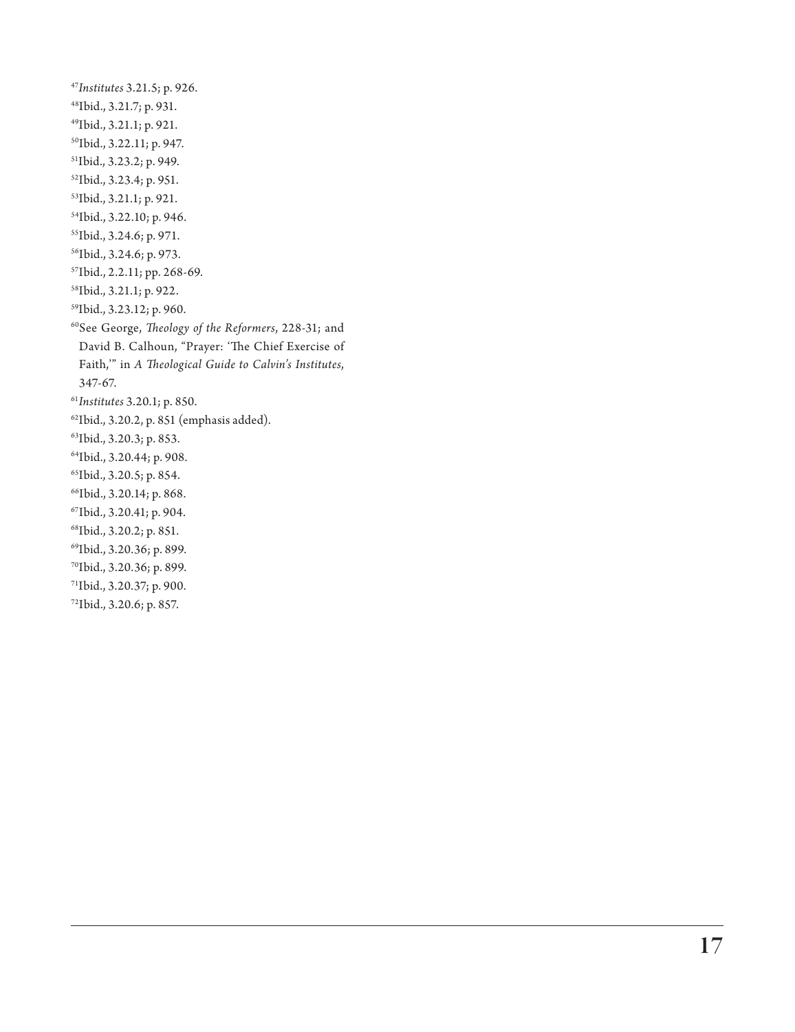[47]*Institutes* 3.21.5; p. 926.
[48]Ibid., 3.21.7; p. 931.
[49]Ibid., 3.21.1; p. 921.
[50]Ibid., 3.22.11; p. 947.
[51]Ibid., 3.23.2; p. 949.
[52]Ibid., 3.23.4; p. 951.
[53]Ibid., 3.21.1; p. 921.
[54]Ibid., 3.22.10; p. 946.
[55]Ibid., 3.24.6; p. 971.
[56]Ibid., 3.24.6; p. 973.
[57]Ibid., 2.2.11; pp. 268-69.
[58]Ibid., 3.21.1; p. 922.
[59]Ibid., 3.23.12; p. 960.
[60]See George, *Theology of the Reformers*, 228-31; and David B. Calhoun, "Prayer: 'The Chief Exercise of Faith,'" in *A Theological Guide to Calvin's Institutes*, 347-67.
[61]*Institutes* 3.20.1; p. 850.
[62]Ibid., 3.20.2, p. 851 (emphasis added).
[63]Ibid., 3.20.3; p. 853.
[64]Ibid., 3.20.44; p. 908.
[65]Ibid., 3.20.5; p. 854.
[66]Ibid., 3.20.14; p. 868.
[67]Ibid., 3.20.41; p. 904.
[68]Ibid., 3.20.2; p. 851.
[69]Ibid., 3.20.36; p. 899.
[70]Ibid., 3.20.36; p. 899.
[71]Ibid., 3.20.37; p. 900.
[72]Ibid., 3.20.6; p. 857.